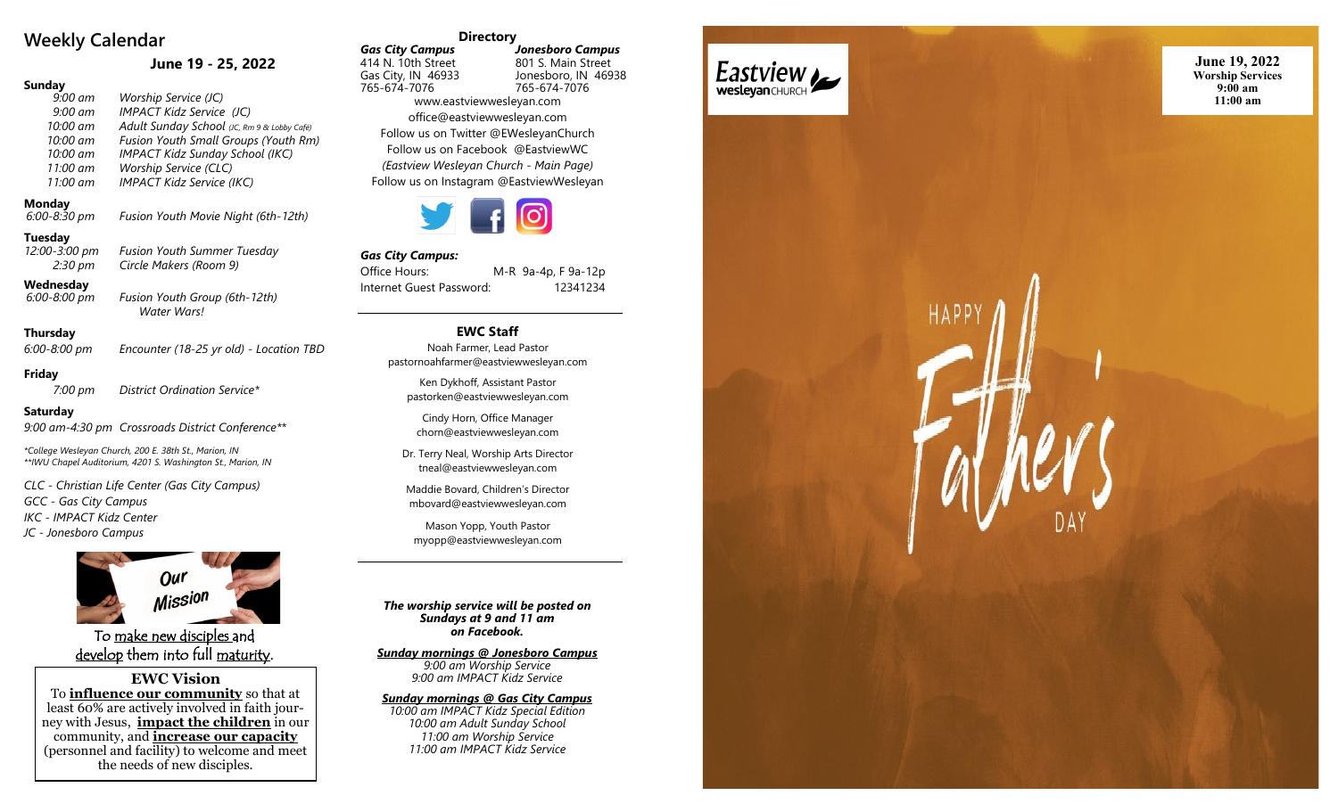## Weekly Calendar

### June 19 - 25, 2022

**Sunday**

- *9:00 am* — *Worship Service (JC)*
- *9:00 am* — *IMPACT Kidz Service (JC)*
- *10:00 am* — *Adult Sunday School (JC, Rm 9 & Lobby Café)*
- *10:00 am* — *Fusion Youth Small Groups (Youth Rm)*
- *10:00 am* — *IMPACT Kidz Sunday School (IKC)*
- *11:00 am* — *Worship Service (CLC)*
- *11:00 am* — *IMPACT Kidz Service (IKC)*

**Monday**

- *6:00-8:30 pm* — *Fusion Youth Movie Night (6th-12th)*

**Tuesday**

- *12:00-3:00 pm* — *Fusion Youth Summer Tuesday*
- *2:30 pm* — *Circle Makers (Room 9)*

**Wednesday**

- *6:00-8:00 pm* — *Fusion Youth Group (6th-12th) Water Wars!*

**Thursday**

- *6:00-8:00 pm* — *Encounter (18-25 yr old) - Location TBD*

**Friday**

- *7:00 pm* — *District Ordination Service**

**Saturday**

- *9:00 am-4:30 pm* — *Crossroads District Conference***

*\*College Wesleyan Church, 200 E. 38th St., Marion, IN*
*\*\*IWU Chapel Auditorium, 4201 S. Washington St., Marion, IN*

*CLC - Christian Life Center (Gas City Campus)*
*GCC - Gas City Campus*
*IKC - IMPACT Kidz Center*
*JC - Jonesboro Campus*

**Our Mission**

To make new disciples and develop them into full maturity.

**EWC Vision**

To **influence our community** so that at least 60% are actively involved in faith journey with Jesus, **impact the children** in our community, and **increase our capacity** (personnel and facility) to welcome and meet the needs of new disciples.

## Directory

| *Gas City Campus* | *Jonesboro Campus* |
|---|---|
| 414 N. 10th Street | 801 S. Main Street |
| Gas City, IN 46933 | Jonesboro, IN 46938 |
| 765-674-7076 | 765-674-7076 |

www.eastviewwesleyan.com
office@eastviewwesleyan.com
Follow us on Twitter @EWesleyanChurch
Follow us on Facebook @EastviewWC
*(Eastview Wesleyan Church - Main Page)*
Follow us on Instagram @EastviewWesleyan

***Gas City Campus:***

Office Hours: M-R 9a-4p, F 9a-12p
Internet Guest Password: 12341234

### EWC Staff

Noah Farmer, Lead Pastor
pastornoahfarmer@eastviewwesleyan.com

Ken Dykhoff, Assistant Pastor
pastorken@eastviewwesleyan.com

Cindy Horn, Office Manager
chorn@eastviewwesleyan.com

Dr. Terry Neal, Worship Arts Director
tneal@eastviewwesleyan.com

Maddie Bovard, Children's Director
mbovard@eastviewwesleyan.com

Mason Yopp, Youth Pastor
myopp@eastviewwesleyan.com

***The worship service will be posted on Sundays at 9 and 11 am on Facebook.***

***Sunday mornings @ Jonesboro Campus***
*9:00 am Worship Service*
*9:00 am IMPACT Kidz Service*

***Sunday mornings @ Gas City Campus***
*10:00 am IMPACT Kidz Special Edition*
*10:00 am Adult Sunday School*
*11:00 am Worship Service*
*11:00 am IMPACT Kidz Service*

Eastview wesleyan CHURCH

**June 19, 2022**
**Worship Services**
**9:00 am**
**11:00 am**

HAPPY Father's DAY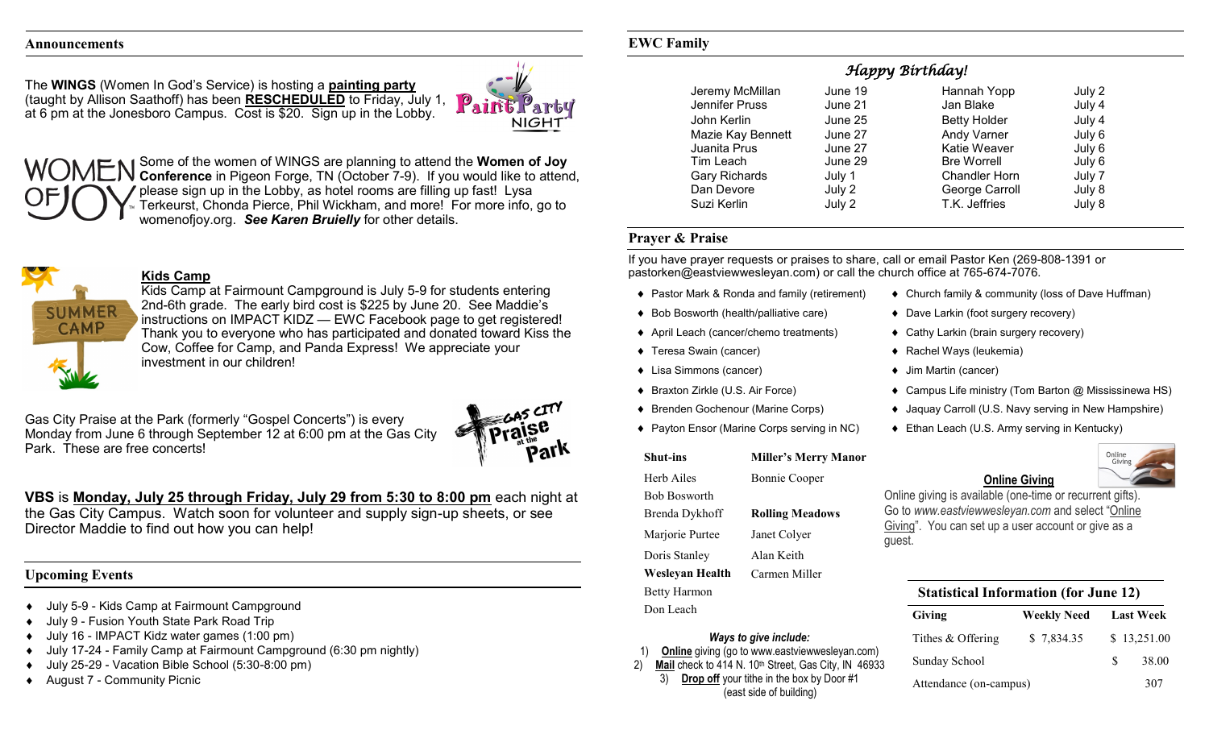## Announcements

The **WINGS** (Women In God's Service) is hosting a **painting party** (taught by Allison Saathoff) has been **RESCHEDULED** to Friday, July 1, at 6 pm at the Jonesboro Campus. Cost is $20. Sign up in the Lobby.

Some of the women of WINGS are planning to attend the **Women of Joy Conference** in Pigeon Forge, TN (October 7-9). If you would like to attend, please sign up in the Lobby, as hotel rooms are filling up fast! Lysa Terkeurst, Chonda Pierce, Phil Wickham, and more! For more info, go to womenofjoy.org. ***See Karen Bruielly*** for other details.

**Kids Camp**

Kids Camp at Fairmount Campground is July 5-9 for students entering 2nd-6th grade. The early bird cost is $225 by June 20. See Maddie's instructions on IMPACT KIDZ — EWC Facebook page to get registered! Thank you to everyone who has participated and donated toward Kiss the Cow, Coffee for Camp, and Panda Express! We appreciate your investment in our children!

Gas City Praise at the Park (formerly "Gospel Concerts") is every Monday from June 6 through September 12 at 6:00 pm at the Gas City Park. These are free concerts!

**VBS** is **Monday, July 25 through Friday, July 29 from 5:30 to 8:00 pm** each night at the Gas City Campus. Watch soon for volunteer and supply sign-up sheets, or see Director Maddie to find out how you can help!

## Upcoming Events

- July 5-9 - Kids Camp at Fairmount Campground
- July 9 - Fusion Youth State Park Road Trip
- July 16 - IMPACT Kidz water games (1:00 pm)
- July 17-24 - Family Camp at Fairmount Campground (6:30 pm nightly)
- July 25-29 - Vacation Bible School (5:30-8:00 pm)
- August 7 - Community Picnic

## EWC Family

### *Happy Birthday!*

| | | | |
|---|---|---|---|
| Jeremy McMillan | June 19 | Hannah Yopp | July 2 |
| Jennifer Pruss | June 21 | Jan Blake | July 4 |
| John Kerlin | June 25 | Betty Holder | July 4 |
| Mazie Kay Bennett | June 27 | Andy Varner | July 6 |
| Juanita Prus | June 27 | Katie Weaver | July 6 |
| Tim Leach | June 29 | Bre Worrell | July 6 |
| Gary Richards | July 1 | Chandler Horn | July 7 |
| Dan Devore | July 2 | George Carroll | July 8 |
| Suzi Kerlin | July 2 | T.K. Jeffries | July 8 |

## Prayer & Praise

If you have prayer requests or praises to share, call or email Pastor Ken (269-808-1391 or pastorken@eastviewwesleyan.com) or call the church office at 765-674-7076.

- Pastor Mark & Ronda and family (retirement)
- Bob Bosworth (health/palliative care)
- April Leach (cancer/chemo treatments)
- Teresa Swain (cancer)
- Lisa Simmons (cancer)
- Braxton Zirkle (U.S. Air Force)
- Brenden Gochenour (Marine Corps)
- Payton Ensor (Marine Corps serving in NC)
- Church family & community (loss of Dave Huffman)
- Dave Larkin (foot surgery recovery)
- Cathy Larkin (brain surgery recovery)
- Rachel Ways (leukemia)
- Jim Martin (cancer)
- Campus Life ministry (Tom Barton @ Mississinewa HS)
- Jaquay Carroll (U.S. Navy serving in New Hampshire)
- Ethan Leach (U.S. Army serving in Kentucky)

**Shut-ins**
Herb Ailes
Bob Bosworth
Brenda Dykhoff
Marjorie Purtee
Doris Stanley

**Wesleyan Health**
Betty Harmon
Don Leach

**Miller's Merry Manor**
Bonnie Cooper

**Rolling Meadows**
Janet Colyer
Alan Keith
Carmen Miller

***Ways to give include:***

1) **Online** giving (go to www.eastviewwesleyan.com)
2) **Mail** check to 414 N. 10th Street, Gas City, IN 46933
3) **Drop off** your tithe in the box by Door #1 (east side of building)

**Online Giving**

Online giving is available (one-time or recurrent gifts). Go to *www.eastviewwesleyan.com* and select "Online Giving". You can set up a user account or give as a guest.

### Statistical Information (for June 12)

| Giving | Weekly Need | Last Week |
|---|---|---|
| Tithes & Offering | $ 7,834.35 | $ 13,251.00 |
| Sunday School | | $ 38.00 |
| Attendance (on-campus) | | 307 |